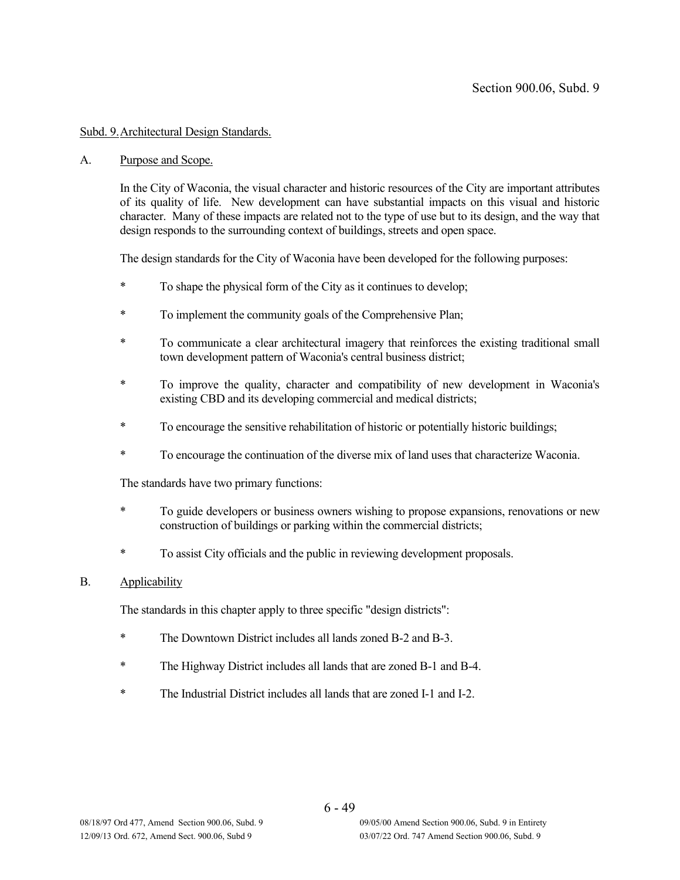## Subd. 9. Architectural Design Standards.

### A. Purpose and Scope.

In the City of Waconia, the visual character and historic resources of the City are important attributes of its quality of life. New development can have substantial impacts on this visual and historic character. Many of these impacts are related not to the type of use but to its design, and the way that design responds to the surrounding context of buildings, streets and open space.

The design standards for the City of Waconia have been developed for the following purposes:

- To shape the physical form of the City as it continues to develop;
- To implement the community goals of the Comprehensive Plan;
- To communicate a clear architectural imagery that reinforces the existing traditional small town development pattern of Waconia's central business district;
- To improve the quality, character and compatibility of new development in Waconia's existing CBD and its developing commercial and medical districts;
- To encourage the sensitive rehabilitation of historic or potentially historic buildings;
- To encourage the continuation of the diverse mix of land uses that characterize Waconia.

The standards have two primary functions:

- To guide developers or business owners wishing to propose expansions, renovations or new construction of buildings or parking within the commercial districts;
- To assist City officials and the public in reviewing development proposals.

### B. Applicability

The standards in this chapter apply to three specific "design districts":

- The Downtown District includes all lands zoned B-2 and B-3.
- The Highway District includes all lands that are zoned B-1 and B-4.
- The Industrial District includes all lands that are zoned I-1 and I-2.

08/18/97 Ord 477, Amend Section 900.06, Subd. 9
09/05/00 Amend Section 900.06, Subd. 9 in Entirety
12/09/13 Ord. 672, Amend Sect. 900.06, Subd 9
03/07/22 Ord. 747 Amend Section 900.06, Subd. 9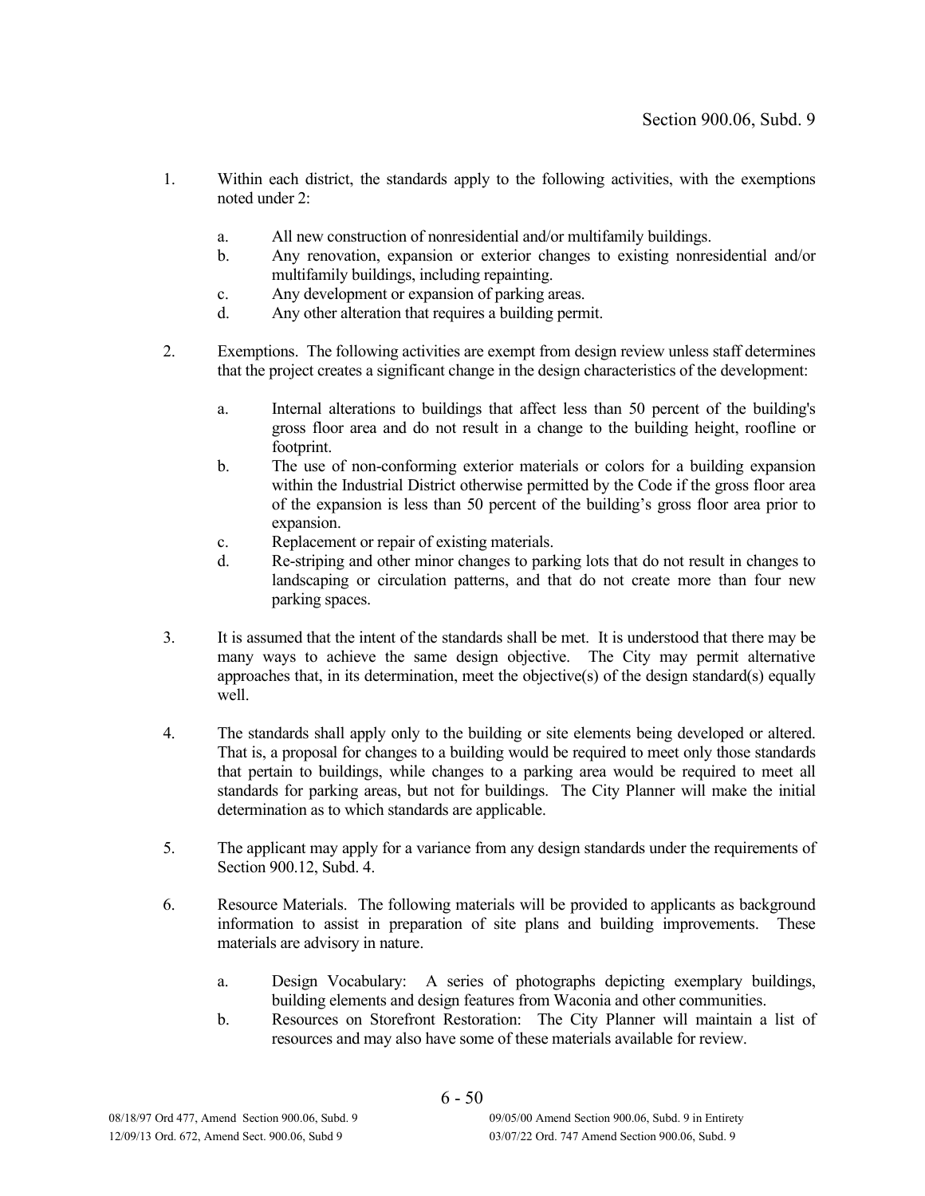1. Within each district, the standards apply to the following activities, with the exemptions noted under 2:

   a. All new construction of nonresidential and/or multifamily buildings.
   b. Any renovation, expansion or exterior changes to existing nonresidential and/or multifamily buildings, including repainting.
   c. Any development or expansion of parking areas.
   d. Any other alteration that requires a building permit.

2. Exemptions. The following activities are exempt from design review unless staff determines that the project creates a significant change in the design characteristics of the development:

   a. Internal alterations to buildings that affect less than 50 percent of the building's gross floor area and do not result in a change to the building height, roofline or footprint.
   b. The use of non-conforming exterior materials or colors for a building expansion within the Industrial District otherwise permitted by the Code if the gross floor area of the expansion is less than 50 percent of the building's gross floor area prior to expansion.
   c. Replacement or repair of existing materials.
   d. Re-striping and other minor changes to parking lots that do not result in changes to landscaping or circulation patterns, and that do not create more than four new parking spaces.

3. It is assumed that the intent of the standards shall be met. It is understood that there may be many ways to achieve the same design objective. The City may permit alternative approaches that, in its determination, meet the objective(s) of the design standard(s) equally well.

4. The standards shall apply only to the building or site elements being developed or altered. That is, a proposal for changes to a building would be required to meet only those standards that pertain to buildings, while changes to a parking area would be required to meet all standards for parking areas, but not for buildings. The City Planner will make the initial determination as to which standards are applicable.

5. The applicant may apply for a variance from any design standards under the requirements of Section 900.12, Subd. 4.

6. Resource Materials. The following materials will be provided to applicants as background information to assist in preparation of site plans and building improvements. These materials are advisory in nature.

   a. Design Vocabulary: A series of photographs depicting exemplary buildings, building elements and design features from Waconia and other communities.
   b. Resources on Storefront Restoration: The City Planner will maintain a list of resources and may also have some of these materials available for review.

08/18/97 Ord 477, Amend Section 900.06, Subd. 9
09/05/00 Amend Section 900.06, Subd. 9 in Entirety
12/09/13 Ord. 672, Amend Sect. 900.06, Subd 9
03/07/22 Ord. 747 Amend Section 900.06, Subd. 9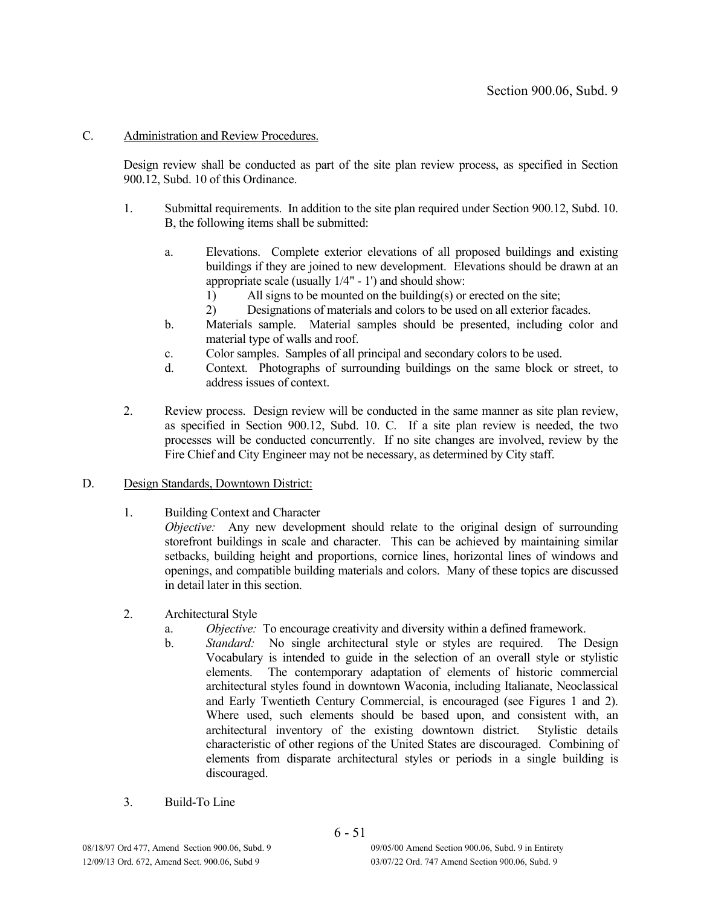C. Administration and Review Procedures.

Design review shall be conducted as part of the site plan review process, as specified in Section 900.12, Subd. 10 of this Ordinance.

1. Submittal requirements. In addition to the site plan required under Section 900.12, Subd. 10. B, the following items shall be submitted:

   a. Elevations. Complete exterior elevations of all proposed buildings and existing buildings if they are joined to new development. Elevations should be drawn at an appropriate scale (usually 1/4" - 1') and should show:
      1) All signs to be mounted on the building(s) or erected on the site;
      2) Designations of materials and colors to be used on all exterior facades.
   b. Materials sample. Material samples should be presented, including color and material type of walls and roof.
   c. Color samples. Samples of all principal and secondary colors to be used.
   d. Context. Photographs of surrounding buildings on the same block or street, to address issues of context.

2. Review process. Design review will be conducted in the same manner as site plan review, as specified in Section 900.12, Subd. 10. C. If a site plan review is needed, the two processes will be conducted concurrently. If no site changes are involved, review by the Fire Chief and City Engineer may not be necessary, as determined by City staff.

D. Design Standards, Downtown District:

1. Building Context and Character
   *Objective:* Any new development should relate to the original design of surrounding storefront buildings in scale and character. This can be achieved by maintaining similar setbacks, building height and proportions, cornice lines, horizontal lines of windows and openings, and compatible building materials and colors. Many of these topics are discussed in detail later in this section.

2. Architectural Style
   a. *Objective:* To encourage creativity and diversity within a defined framework.
   b. *Standard:* No single architectural style or styles are required. The Design Vocabulary is intended to guide in the selection of an overall style or stylistic elements. The contemporary adaptation of elements of historic commercial architectural styles found in downtown Waconia, including Italianate, Neoclassical and Early Twentieth Century Commercial, is encouraged (see Figures 1 and 2). Where used, such elements should be based upon, and consistent with, an architectural inventory of the existing downtown district. Stylistic details characteristic of other regions of the United States are discouraged. Combining of elements from disparate architectural styles or periods in a single building is discouraged.

3. Build-To Line

08/18/97 Ord 477, Amend Section 900.06, Subd. 9 — 09/05/00 Amend Section 900.06, Subd. 9 in Entirety
12/09/13 Ord. 672, Amend Sect. 900.06, Subd 9 — 03/07/22 Ord. 747 Amend Section 900.06, Subd. 9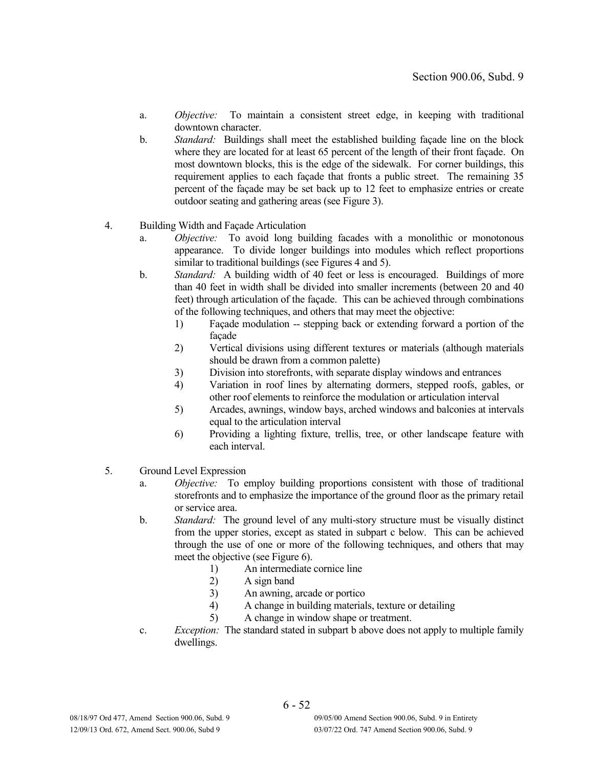a. *Objective:* To maintain a consistent street edge, in keeping with traditional downtown character.

b. *Standard:* Buildings shall meet the established building façade line on the block where they are located for at least 65 percent of the length of their front façade. On most downtown blocks, this is the edge of the sidewalk. For corner buildings, this requirement applies to each façade that fronts a public street. The remaining 35 percent of the façade may be set back up to 12 feet to emphasize entries or create outdoor seating and gathering areas (see Figure 3).

4. Building Width and Façade Articulation

   a. *Objective:* To avoid long building facades with a monolithic or monotonous appearance. To divide longer buildings into modules which reflect proportions similar to traditional buildings (see Figures 4 and 5).

   b. *Standard:* A building width of 40 feet or less is encouraged. Buildings of more than 40 feet in width shall be divided into smaller increments (between 20 and 40 feet) through articulation of the façade. This can be achieved through combinations of the following techniques, and others that may meet the objective:

      1) Façade modulation -- stepping back or extending forward a portion of the façade
      2) Vertical divisions using different textures or materials (although materials should be drawn from a common palette)
      3) Division into storefronts, with separate display windows and entrances
      4) Variation in roof lines by alternating dormers, stepped roofs, gables, or other roof elements to reinforce the modulation or articulation interval
      5) Arcades, awnings, window bays, arched windows and balconies at intervals equal to the articulation interval
      6) Providing a lighting fixture, trellis, tree, or other landscape feature with each interval.

5. Ground Level Expression

   a. *Objective:* To employ building proportions consistent with those of traditional storefronts and to emphasize the importance of the ground floor as the primary retail or service area.

   b. *Standard:* The ground level of any multi-story structure must be visually distinct from the upper stories, except as stated in subpart c below. This can be achieved through the use of one or more of the following techniques, and others that may meet the objective (see Figure 6).

      1) An intermediate cornice line
      2) A sign band
      3) An awning, arcade or portico
      4) A change in building materials, texture or detailing
      5) A change in window shape or treatment.

   c. *Exception:* The standard stated in subpart b above does not apply to multiple family dwellings.

08/18/97 Ord 477, Amend Section 900.06, Subd. 9 | 09/05/00 Amend Section 900.06, Subd. 9 in Entirety
12/09/13 Ord. 672, Amend Sect. 900.06, Subd 9 | 03/07/22 Ord. 747 Amend Section 900.06, Subd. 9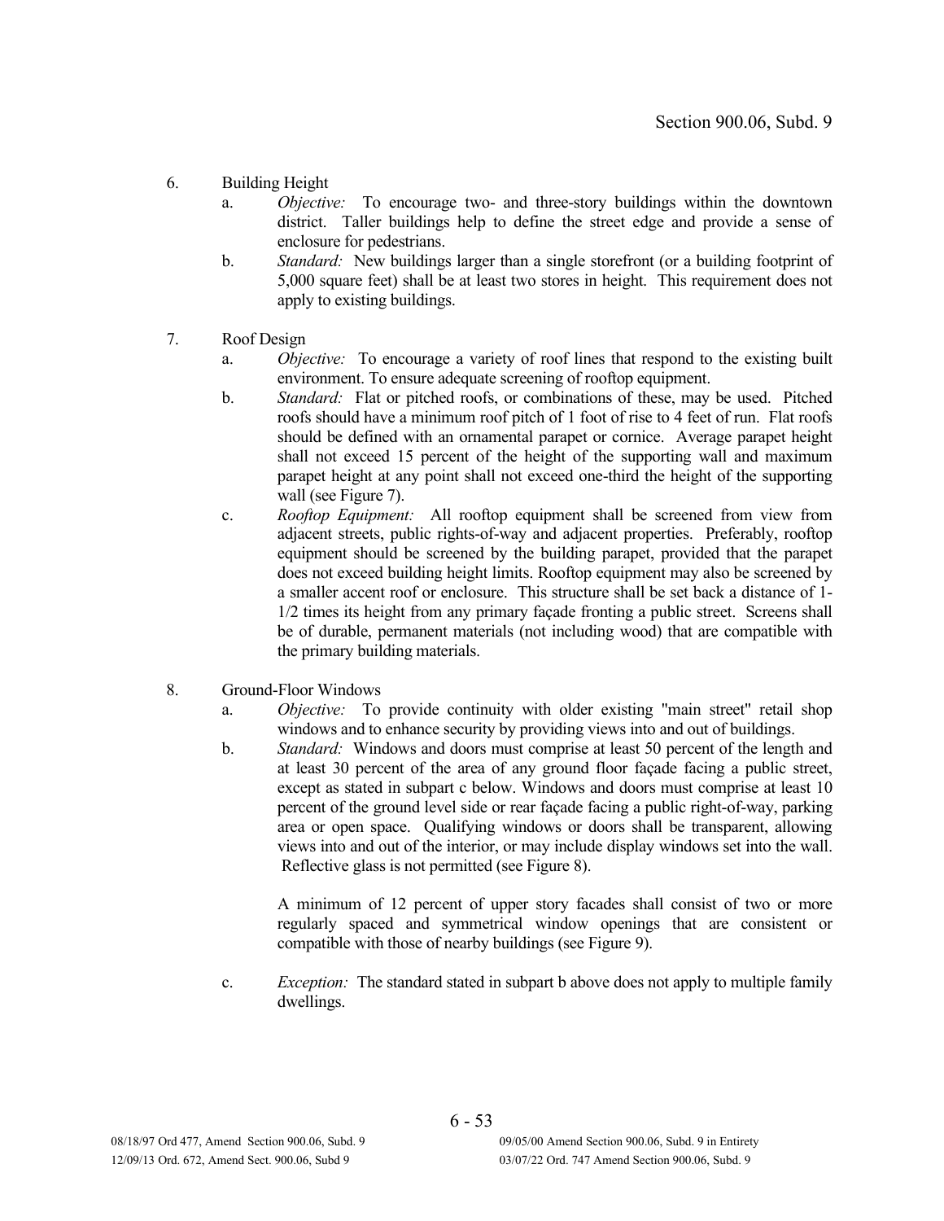6. Building Height
   a. *Objective:* To encourage two- and three-story buildings within the downtown district. Taller buildings help to define the street edge and provide a sense of enclosure for pedestrians.
   b. *Standard:* New buildings larger than a single storefront (or a building footprint of 5,000 square feet) shall be at least two stores in height. This requirement does not apply to existing buildings.

7. Roof Design
   a. *Objective:* To encourage a variety of roof lines that respond to the existing built environment. To ensure adequate screening of rooftop equipment.
   b. *Standard:* Flat or pitched roofs, or combinations of these, may be used. Pitched roofs should have a minimum roof pitch of 1 foot of rise to 4 feet of run. Flat roofs should be defined with an ornamental parapet or cornice. Average parapet height shall not exceed 15 percent of the height of the supporting wall and maximum parapet height at any point shall not exceed one-third the height of the supporting wall (see Figure 7).
   c. *Rooftop Equipment:* All rooftop equipment shall be screened from view from adjacent streets, public rights-of-way and adjacent properties. Preferably, rooftop equipment should be screened by the building parapet, provided that the parapet does not exceed building height limits. Rooftop equipment may also be screened by a smaller accent roof or enclosure. This structure shall be set back a distance of 1-1/2 times its height from any primary façade fronting a public street. Screens shall be of durable, permanent materials (not including wood) that are compatible with the primary building materials.

8. Ground-Floor Windows
   a. *Objective:* To provide continuity with older existing "main street" retail shop windows and to enhance security by providing views into and out of buildings.
   b. *Standard:* Windows and doors must comprise at least 50 percent of the length and at least 30 percent of the area of any ground floor façade facing a public street, except as stated in subpart c below. Windows and doors must comprise at least 10 percent of the ground level side or rear façade facing a public right-of-way, parking area or open space. Qualifying windows or doors shall be transparent, allowing views into and out of the interior, or may include display windows set into the wall. Reflective glass is not permitted (see Figure 8).

      A minimum of 12 percent of upper story facades shall consist of two or more regularly spaced and symmetrical window openings that are consistent or compatible with those of nearby buildings (see Figure 9).

   c. *Exception:* The standard stated in subpart b above does not apply to multiple family dwellings.

08/18/97 Ord 477, Amend Section 900.06, Subd. 9
09/05/00 Amend Section 900.06, Subd. 9 in Entirety
12/09/13 Ord. 672, Amend Sect. 900.06, Subd 9
03/07/22 Ord. 747 Amend Section 900.06, Subd. 9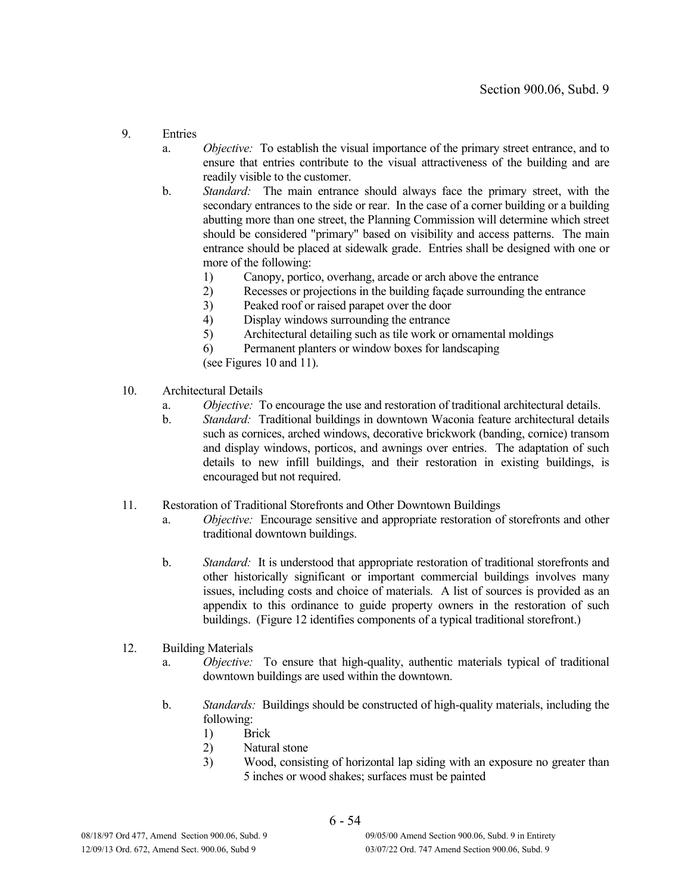9. Entries
   a. *Objective:* To establish the visual importance of the primary street entrance, and to ensure that entries contribute to the visual attractiveness of the building and are readily visible to the customer.
   b. *Standard:* The main entrance should always face the primary street, with the secondary entrances to the side or rear. In the case of a corner building or a building abutting more than one street, the Planning Commission will determine which street should be considered "primary" based on visibility and access patterns. The main entrance should be placed at sidewalk grade. Entries shall be designed with one or more of the following:
      1) Canopy, portico, overhang, arcade or arch above the entrance
      2) Recesses or projections in the building façade surrounding the entrance
      3) Peaked roof or raised parapet over the door
      4) Display windows surrounding the entrance
      5) Architectural detailing such as tile work or ornamental moldings
      6) Permanent planters or window boxes for landscaping

      (see Figures 10 and 11).

10. Architectural Details
    a. *Objective:* To encourage the use and restoration of traditional architectural details.
    b. *Standard:* Traditional buildings in downtown Waconia feature architectural details such as cornices, arched windows, decorative brickwork (banding, cornice) transom and display windows, porticos, and awnings over entries. The adaptation of such details to new infill buildings, and their restoration in existing buildings, is encouraged but not required.

11. Restoration of Traditional Storefronts and Other Downtown Buildings
    a. *Objective:* Encourage sensitive and appropriate restoration of storefronts and other traditional downtown buildings.
    b. *Standard:* It is understood that appropriate restoration of traditional storefronts and other historically significant or important commercial buildings involves many issues, including costs and choice of materials. A list of sources is provided as an appendix to this ordinance to guide property owners in the restoration of such buildings. (Figure 12 identifies components of a typical traditional storefront.)

12. Building Materials
    a. *Objective:* To ensure that high-quality, authentic materials typical of traditional downtown buildings are used within the downtown.
    b. *Standards:* Buildings should be constructed of high-quality materials, including the following:
       1) Brick
       2) Natural stone
       3) Wood, consisting of horizontal lap siding with an exposure no greater than 5 inches or wood shakes; surfaces must be painted

08/18/97 Ord 477, Amend Section 900.06, Subd. 9 | 09/05/00 Amend Section 900.06, Subd. 9 in Entirety
12/09/13 Ord. 672, Amend Sect. 900.06, Subd 9 | 03/07/22 Ord. 747 Amend Section 900.06, Subd. 9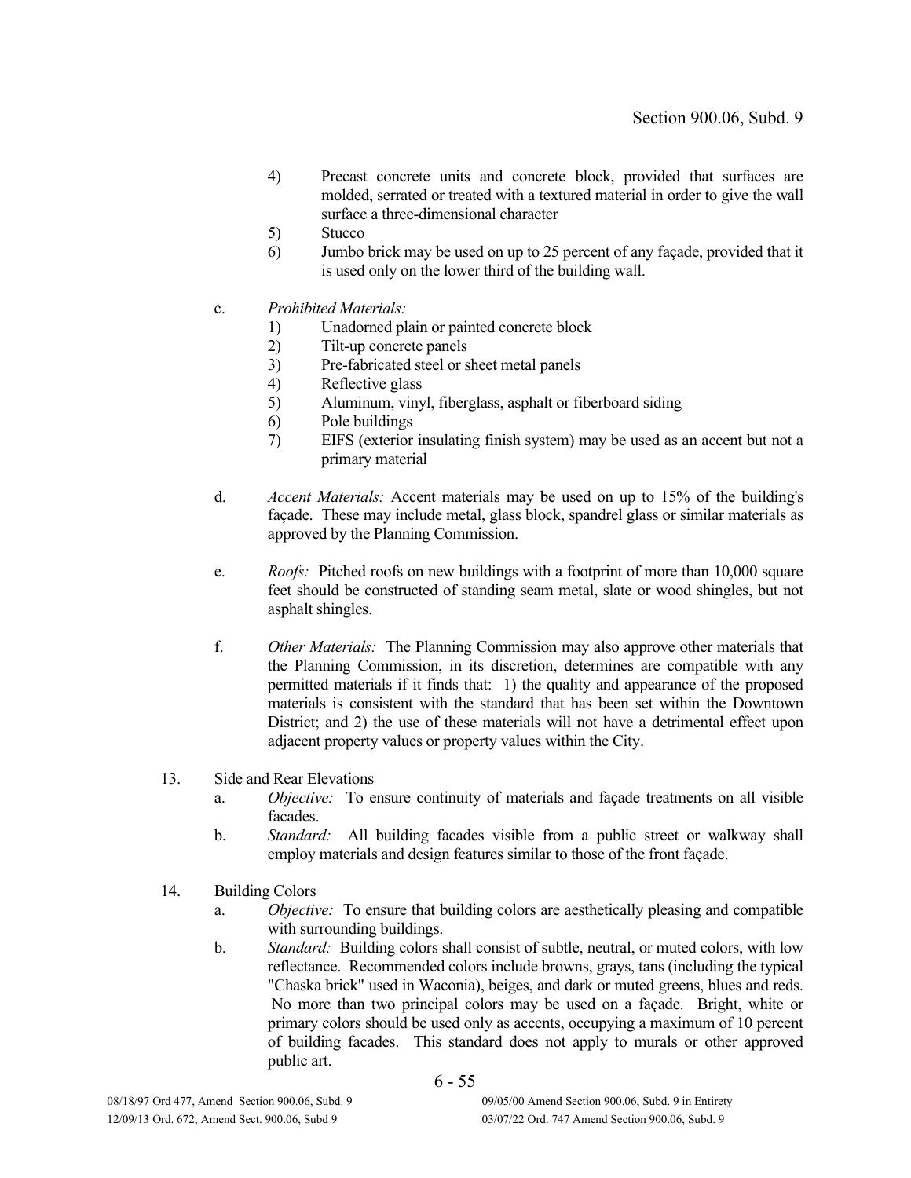4) Precast concrete units and concrete block, provided that surfaces are molded, serrated or treated with a textured material in order to give the wall surface a three-dimensional character
5) Stucco
6) Jumbo brick may be used on up to 25 percent of any façade, provided that it is used only on the lower third of the building wall.

c. *Prohibited Materials:*
   1) Unadorned plain or painted concrete block
   2) Tilt-up concrete panels
   3) Pre-fabricated steel or sheet metal panels
   4) Reflective glass
   5) Aluminum, vinyl, fiberglass, asphalt or fiberboard siding
   6) Pole buildings
   7) EIFS (exterior insulating finish system) may be used as an accent but not a primary material

d. *Accent Materials:* Accent materials may be used on up to 15% of the building's façade. These may include metal, glass block, spandrel glass or similar materials as approved by the Planning Commission.

e. *Roofs:* Pitched roofs on new buildings with a footprint of more than 10,000 square feet should be constructed of standing seam metal, slate or wood shingles, but not asphalt shingles.

f. *Other Materials:* The Planning Commission may also approve other materials that the Planning Commission, in its discretion, determines are compatible with any permitted materials if it finds that: 1) the quality and appearance of the proposed materials is consistent with the standard that has been set within the Downtown District; and 2) the use of these materials will not have a detrimental effect upon adjacent property values or property values within the City.

13. Side and Rear Elevations
   a. *Objective:* To ensure continuity of materials and façade treatments on all visible facades.
   b. *Standard:* All building facades visible from a public street or walkway shall employ materials and design features similar to those of the front façade.

14. Building Colors
   a. *Objective:* To ensure that building colors are aesthetically pleasing and compatible with surrounding buildings.
   b. *Standard:* Building colors shall consist of subtle, neutral, or muted colors, with low reflectance. Recommended colors include browns, grays, tans (including the typical "Chaska brick" used in Waconia), beiges, and dark or muted greens, blues and reds. No more than two principal colors may be used on a façade. Bright, white or primary colors should be used only as accents, occupying a maximum of 10 percent of building facades. This standard does not apply to murals or other approved public art.

08/18/97 Ord 477, Amend Section 900.06, Subd. 9
12/09/13 Ord. 672, Amend Sect. 900.06, Subd 9
09/05/00 Amend Section 900.06, Subd. 9 in Entirety
03/07/22 Ord. 747 Amend Section 900.06, Subd. 9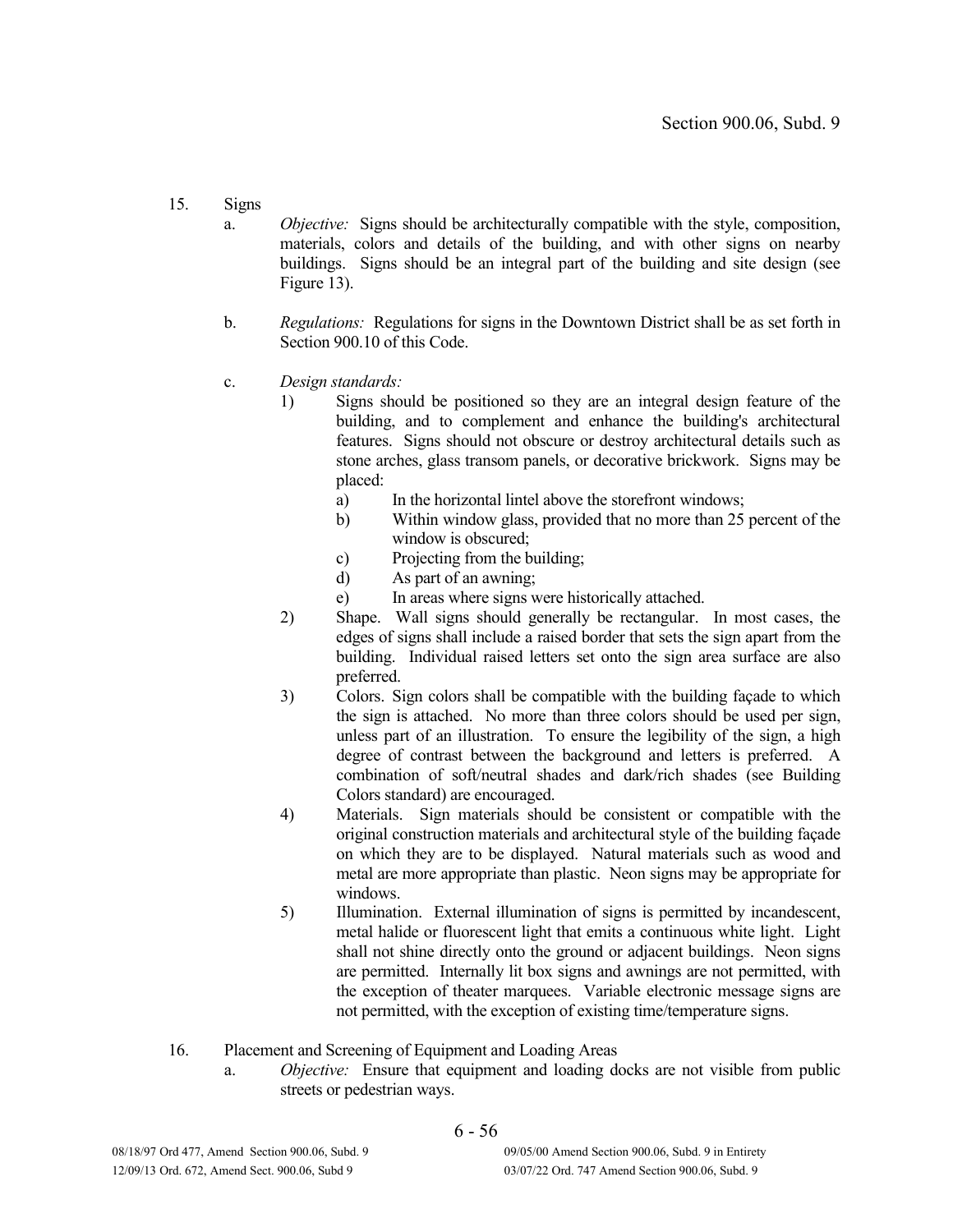15. Signs
    a. *Objective:* Signs should be architecturally compatible with the style, composition, materials, colors and details of the building, and with other signs on nearby buildings. Signs should be an integral part of the building and site design (see Figure 13).

    b. *Regulations:* Regulations for signs in the Downtown District shall be as set forth in Section 900.10 of this Code.

    c. *Design standards:*
        1) Signs should be positioned so they are an integral design feature of the building, and to complement and enhance the building's architectural features. Signs should not obscure or destroy architectural details such as stone arches, glass transom panels, or decorative brickwork. Signs may be placed:
            a) In the horizontal lintel above the storefront windows;
            b) Within window glass, provided that no more than 25 percent of the window is obscured;
            c) Projecting from the building;
            d) As part of an awning;
            e) In areas where signs were historically attached.
        2) Shape. Wall signs should generally be rectangular. In most cases, the edges of signs shall include a raised border that sets the sign apart from the building. Individual raised letters set onto the sign area surface are also preferred.
        3) Colors. Sign colors shall be compatible with the building façade to which the sign is attached. No more than three colors should be used per sign, unless part of an illustration. To ensure the legibility of the sign, a high degree of contrast between the background and letters is preferred. A combination of soft/neutral shades and dark/rich shades (see Building Colors standard) are encouraged.
        4) Materials. Sign materials should be consistent or compatible with the original construction materials and architectural style of the building façade on which they are to be displayed. Natural materials such as wood and metal are more appropriate than plastic. Neon signs may be appropriate for windows.
        5) Illumination. External illumination of signs is permitted by incandescent, metal halide or fluorescent light that emits a continuous white light. Light shall not shine directly onto the ground or adjacent buildings. Neon signs are permitted. Internally lit box signs and awnings are not permitted, with the exception of theater marquees. Variable electronic message signs are not permitted, with the exception of existing time/temperature signs.

16. Placement and Screening of Equipment and Loading Areas
    a. *Objective:* Ensure that equipment and loading docks are not visible from public streets or pedestrian ways.

08/18/97 Ord 477, Amend Section 900.06, Subd. 9 — 09/05/00 Amend Section 900.06, Subd. 9 in Entirety
12/09/13 Ord. 672, Amend Sect. 900.06, Subd 9 — 03/07/22 Ord. 747 Amend Section 900.06, Subd. 9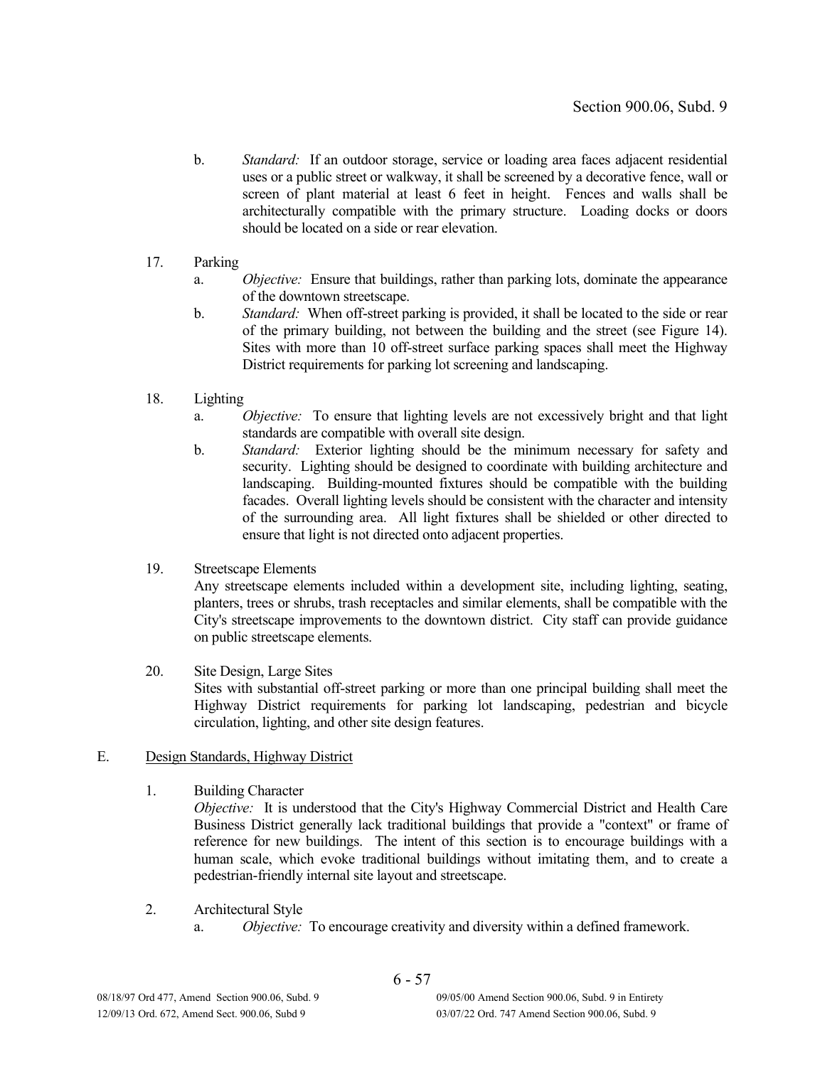b. *Standard:* If an outdoor storage, service or loading area faces adjacent residential uses or a public street or walkway, it shall be screened by a decorative fence, wall or screen of plant material at least 6 feet in height. Fences and walls shall be architecturally compatible with the primary structure. Loading docks or doors should be located on a side or rear elevation.

17. Parking
    a. *Objective:* Ensure that buildings, rather than parking lots, dominate the appearance of the downtown streetscape.
    b. *Standard:* When off-street parking is provided, it shall be located to the side or rear of the primary building, not between the building and the street (see Figure 14). Sites with more than 10 off-street surface parking spaces shall meet the Highway District requirements for parking lot screening and landscaping.

18. Lighting
    a. *Objective:* To ensure that lighting levels are not excessively bright and that light standards are compatible with overall site design.
    b. *Standard:* Exterior lighting should be the minimum necessary for safety and security. Lighting should be designed to coordinate with building architecture and landscaping. Building-mounted fixtures should be compatible with the building facades. Overall lighting levels should be consistent with the character and intensity of the surrounding area. All light fixtures shall be shielded or other directed to ensure that light is not directed onto adjacent properties.

19. Streetscape Elements

    Any streetscape elements included within a development site, including lighting, seating, planters, trees or shrubs, trash receptacles and similar elements, shall be compatible with the City's streetscape improvements to the downtown district. City staff can provide guidance on public streetscape elements.

20. Site Design, Large Sites

    Sites with substantial off-street parking or more than one principal building shall meet the Highway District requirements for parking lot landscaping, pedestrian and bicycle circulation, lighting, and other site design features.

E. <u>Design Standards, Highway District</u>

1. Building Character

   *Objective:* It is understood that the City's Highway Commercial District and Health Care Business District generally lack traditional buildings that provide a "context" or frame of reference for new buildings. The intent of this section is to encourage buildings with a human scale, which evoke traditional buildings without imitating them, and to create a pedestrian-friendly internal site layout and streetscape.

2. Architectural Style
   a. *Objective:* To encourage creativity and diversity within a defined framework.

08/18/97 Ord 477, Amend Section 900.06, Subd. 9 | 09/05/00 Amend Section 900.06, Subd. 9 in Entirety
12/09/13 Ord. 672, Amend Sect. 900.06, Subd 9 | 03/07/22 Ord. 747 Amend Section 900.06, Subd. 9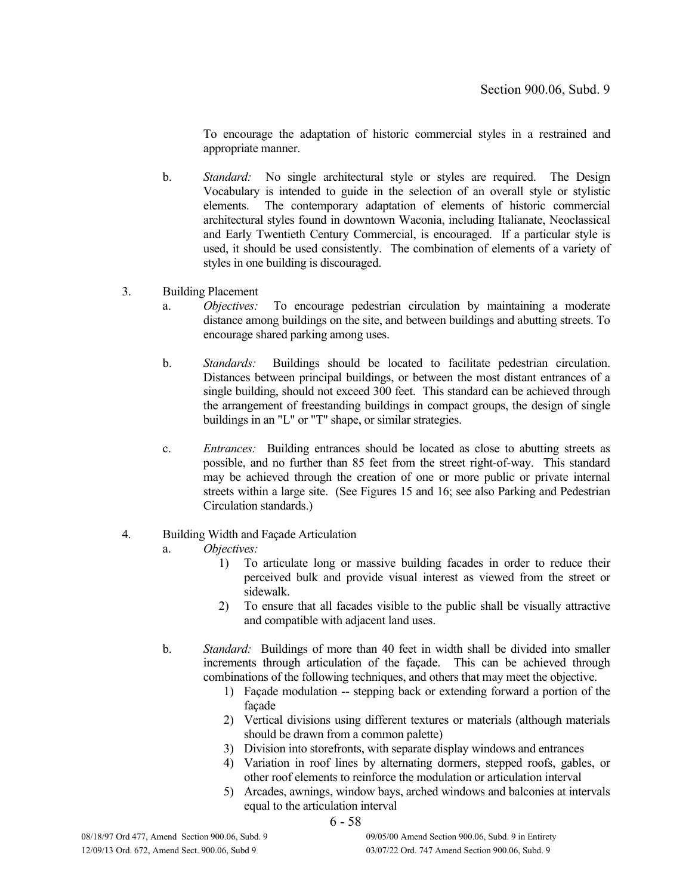To encourage the adaptation of historic commercial styles in a restrained and appropriate manner.

b. *Standard:* No single architectural style or styles are required. The Design Vocabulary is intended to guide in the selection of an overall style or stylistic elements. The contemporary adaptation of elements of historic commercial architectural styles found in downtown Waconia, including Italianate, Neoclassical and Early Twentieth Century Commercial, is encouraged. If a particular style is used, it should be used consistently. The combination of elements of a variety of styles in one building is discouraged.

3. Building Placement

   a. *Objectives:* To encourage pedestrian circulation by maintaining a moderate distance among buildings on the site, and between buildings and abutting streets. To encourage shared parking among uses.

   b. *Standards:* Buildings should be located to facilitate pedestrian circulation. Distances between principal buildings, or between the most distant entrances of a single building, should not exceed 300 feet. This standard can be achieved through the arrangement of freestanding buildings in compact groups, the design of single buildings in an "L" or "T" shape, or similar strategies.

   c. *Entrances:* Building entrances should be located as close to abutting streets as possible, and no further than 85 feet from the street right-of-way. This standard may be achieved through the creation of one or more public or private internal streets within a large site. (See Figures 15 and 16; see also Parking and Pedestrian Circulation standards.)

4. Building Width and Façade Articulation

   a. *Objectives:*

      1) To articulate long or massive building facades in order to reduce their perceived bulk and provide visual interest as viewed from the street or sidewalk.
      2) To ensure that all facades visible to the public shall be visually attractive and compatible with adjacent land uses.

   b. *Standard:* Buildings of more than 40 feet in width shall be divided into smaller increments through articulation of the façade. This can be achieved through combinations of the following techniques, and others that may meet the objective.

      1) Façade modulation -- stepping back or extending forward a portion of the façade
      2) Vertical divisions using different textures or materials (although materials should be drawn from a common palette)
      3) Division into storefronts, with separate display windows and entrances
      4) Variation in roof lines by alternating dormers, stepped roofs, gables, or other roof elements to reinforce the modulation or articulation interval
      5) Arcades, awnings, window bays, arched windows and balconies at intervals equal to the articulation interval

08/18/97 Ord 477, Amend Section 900.06, Subd. 9 — 09/05/00 Amend Section 900.06, Subd. 9 in Entirety
12/09/13 Ord. 672, Amend Sect. 900.06, Subd 9 — 03/07/22 Ord. 747 Amend Section 900.06, Subd. 9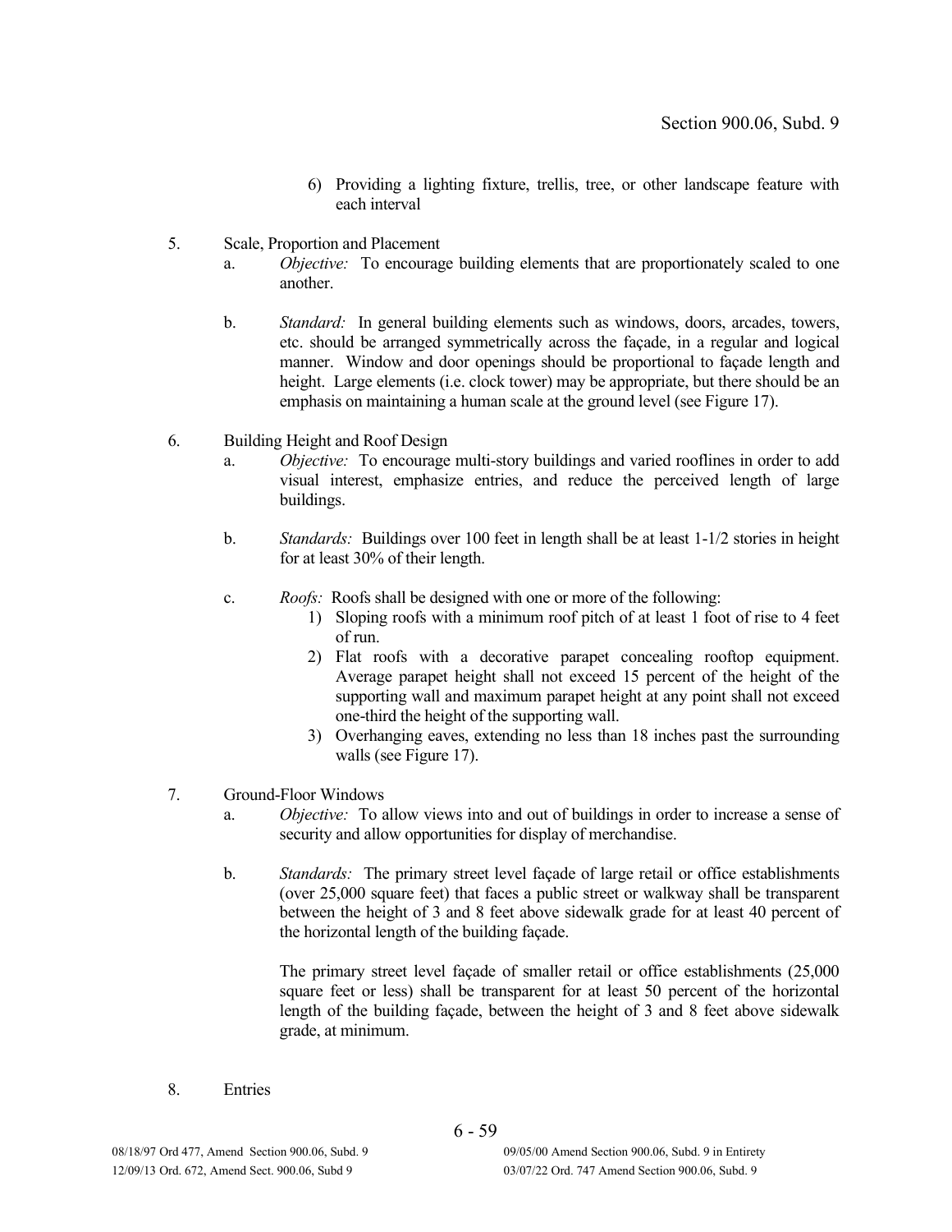6) Providing a lighting fixture, trellis, tree, or other landscape feature with each interval

5. Scale, Proportion and Placement

   a. *Objective:* To encourage building elements that are proportionately scaled to one another.

   b. *Standard:* In general building elements such as windows, doors, arcades, towers, etc. should be arranged symmetrically across the façade, in a regular and logical manner. Window and door openings should be proportional to façade length and height. Large elements (i.e. clock tower) may be appropriate, but there should be an emphasis on maintaining a human scale at the ground level (see Figure 17).

6. Building Height and Roof Design

   a. *Objective:* To encourage multi-story buildings and varied rooflines in order to add visual interest, emphasize entries, and reduce the perceived length of large buildings.

   b. *Standards:* Buildings over 100 feet in length shall be at least 1-1/2 stories in height for at least 30% of their length.

   c. *Roofs:* Roofs shall be designed with one or more of the following:

      1) Sloping roofs with a minimum roof pitch of at least 1 foot of rise to 4 feet of run.
      2) Flat roofs with a decorative parapet concealing rooftop equipment. Average parapet height shall not exceed 15 percent of the height of the supporting wall and maximum parapet height at any point shall not exceed one-third the height of the supporting wall.
      3) Overhanging eaves, extending no less than 18 inches past the surrounding walls (see Figure 17).

7. Ground-Floor Windows

   a. *Objective:* To allow views into and out of buildings in order to increase a sense of security and allow opportunities for display of merchandise.

   b. *Standards:* The primary street level façade of large retail or office establishments (over 25,000 square feet) that faces a public street or walkway shall be transparent between the height of 3 and 8 feet above sidewalk grade for at least 40 percent of the horizontal length of the building façade.

      The primary street level façade of smaller retail or office establishments (25,000 square feet or less) shall be transparent for at least 50 percent of the horizontal length of the building façade, between the height of 3 and 8 feet above sidewalk grade, at minimum.

8. Entries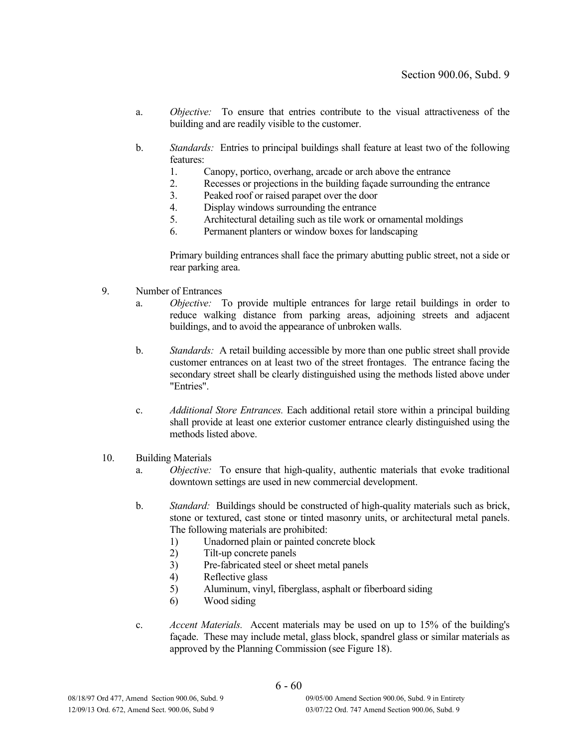a. *Objective:* To ensure that entries contribute to the visual attractiveness of the building and are readily visible to the customer.

b. *Standards:* Entries to principal buildings shall feature at least two of the following features:
   1. Canopy, portico, overhang, arcade or arch above the entrance
   2. Recesses or projections in the building façade surrounding the entrance
   3. Peaked roof or raised parapet over the door
   4. Display windows surrounding the entrance
   5. Architectural detailing such as tile work or ornamental moldings
   6. Permanent planters or window boxes for landscaping

   Primary building entrances shall face the primary abutting public street, not a side or rear parking area.

9. Number of Entrances

   a. *Objective:* To provide multiple entrances for large retail buildings in order to reduce walking distance from parking areas, adjoining streets and adjacent buildings, and to avoid the appearance of unbroken walls.

   b. *Standards:* A retail building accessible by more than one public street shall provide customer entrances on at least two of the street frontages. The entrance facing the secondary street shall be clearly distinguished using the methods listed above under "Entries".

   c. *Additional Store Entrances.* Each additional retail store within a principal building shall provide at least one exterior customer entrance clearly distinguished using the methods listed above.

10. Building Materials

   a. *Objective:* To ensure that high-quality, authentic materials that evoke traditional downtown settings are used in new commercial development.

   b. *Standard:* Buildings should be constructed of high-quality materials such as brick, stone or textured, cast stone or tinted masonry units, or architectural metal panels. The following materials are prohibited:
      1) Unadorned plain or painted concrete block
      2) Tilt-up concrete panels
      3) Pre-fabricated steel or sheet metal panels
      4) Reflective glass
      5) Aluminum, vinyl, fiberglass, asphalt or fiberboard siding
      6) Wood siding

   c. *Accent Materials.* Accent materials may be used on up to 15% of the building's façade. These may include metal, glass block, spandrel glass or similar materials as approved by the Planning Commission (see Figure 18).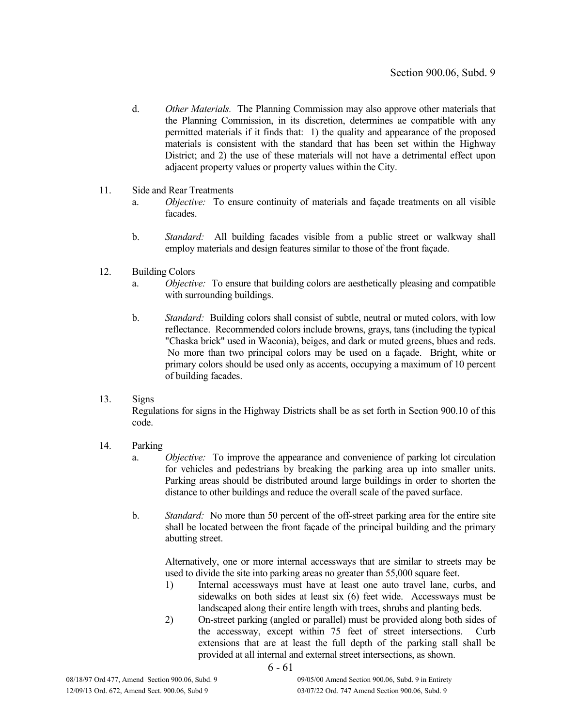d. *Other Materials.* The Planning Commission may also approve other materials that the Planning Commission, in its discretion, determines ae compatible with any permitted materials if it finds that: 1) the quality and appearance of the proposed materials is consistent with the standard that has been set within the Highway District; and 2) the use of these materials will not have a detrimental effect upon adjacent property values or property values within the City.

11. Side and Rear Treatments

a. *Objective:* To ensure continuity of materials and façade treatments on all visible facades.

b. *Standard:* All building facades visible from a public street or walkway shall employ materials and design features similar to those of the front façade.

12. Building Colors

a. *Objective:* To ensure that building colors are aesthetically pleasing and compatible with surrounding buildings.

b. *Standard:* Building colors shall consist of subtle, neutral or muted colors, with low reflectance. Recommended colors include browns, grays, tans (including the typical "Chaska brick" used in Waconia), beiges, and dark or muted greens, blues and reds. No more than two principal colors may be used on a façade. Bright, white or primary colors should be used only as accents, occupying a maximum of 10 percent of building facades.

13. Signs

Regulations for signs in the Highway Districts shall be as set forth in Section 900.10 of this code.

14. Parking

a. *Objective:* To improve the appearance and convenience of parking lot circulation for vehicles and pedestrians by breaking the parking area up into smaller units. Parking areas should be distributed around large buildings in order to shorten the distance to other buildings and reduce the overall scale of the paved surface.

b. *Standard:* No more than 50 percent of the off-street parking area for the entire site shall be located between the front façade of the principal building and the primary abutting street.

Alternatively, one or more internal accessways that are similar to streets may be used to divide the site into parking areas no greater than 55,000 square feet.

1) Internal accessways must have at least one auto travel lane, curbs, and sidewalks on both sides at least six (6) feet wide. Accessways must be landscaped along their entire length with trees, shrubs and planting beds.

2) On-street parking (angled or parallel) must be provided along both sides of the accessway, except within 75 feet of street intersections. Curb extensions that are at least the full depth of the parking stall shall be provided at all internal and external street intersections, as shown.

08/18/97 Ord 477, Amend Section 900.06, Subd. 9 — 09/05/00 Amend Section 900.06, Subd. 9 in Entirety
12/09/13 Ord. 672, Amend Sect. 900.06, Subd 9 — 03/07/22 Ord. 747 Amend Section 900.06, Subd. 9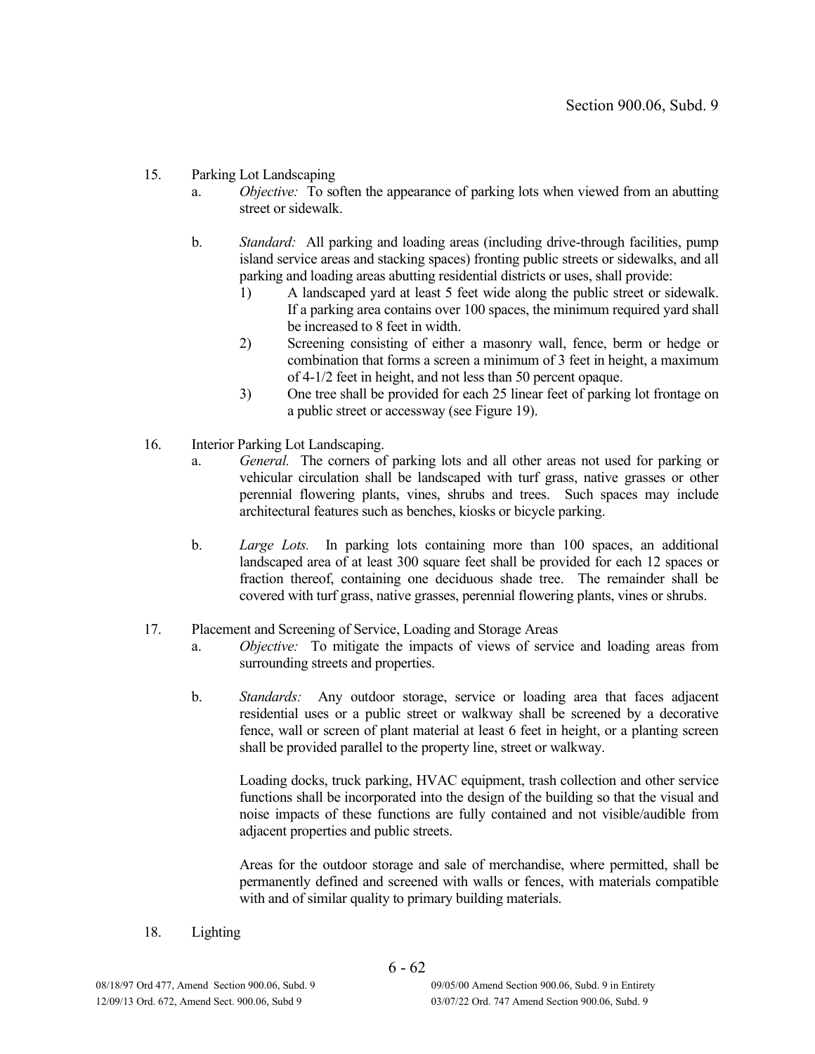15. Parking Lot Landscaping
    a. *Objective:* To soften the appearance of parking lots when viewed from an abutting street or sidewalk.

    b. *Standard:* All parking and loading areas (including drive-through facilities, pump island service areas and stacking spaces) fronting public streets or sidewalks, and all parking and loading areas abutting residential districts or uses, shall provide:
        1) A landscaped yard at least 5 feet wide along the public street or sidewalk. If a parking area contains over 100 spaces, the minimum required yard shall be increased to 8 feet in width.
        2) Screening consisting of either a masonry wall, fence, berm or hedge or combination that forms a screen a minimum of 3 feet in height, a maximum of 4-1/2 feet in height, and not less than 50 percent opaque.
        3) One tree shall be provided for each 25 linear feet of parking lot frontage on a public street or accessway (see Figure 19).

16. Interior Parking Lot Landscaping.
    a. *General.* The corners of parking lots and all other areas not used for parking or vehicular circulation shall be landscaped with turf grass, native grasses or other perennial flowering plants, vines, shrubs and trees. Such spaces may include architectural features such as benches, kiosks or bicycle parking.

    b. *Large Lots.* In parking lots containing more than 100 spaces, an additional landscaped area of at least 300 square feet shall be provided for each 12 spaces or fraction thereof, containing one deciduous shade tree. The remainder shall be covered with turf grass, native grasses, perennial flowering plants, vines or shrubs.

17. Placement and Screening of Service, Loading and Storage Areas
    a. *Objective:* To mitigate the impacts of views of service and loading areas from surrounding streets and properties.

    b. *Standards:* Any outdoor storage, service or loading area that faces adjacent residential uses or a public street or walkway shall be screened by a decorative fence, wall or screen of plant material at least 6 feet in height, or a planting screen shall be provided parallel to the property line, street or walkway.

       Loading docks, truck parking, HVAC equipment, trash collection and other service functions shall be incorporated into the design of the building so that the visual and noise impacts of these functions are fully contained and not visible/audible from adjacent properties and public streets.

       Areas for the outdoor storage and sale of merchandise, where permitted, shall be permanently defined and screened with walls or fences, with materials compatible with and of similar quality to primary building materials.

18. Lighting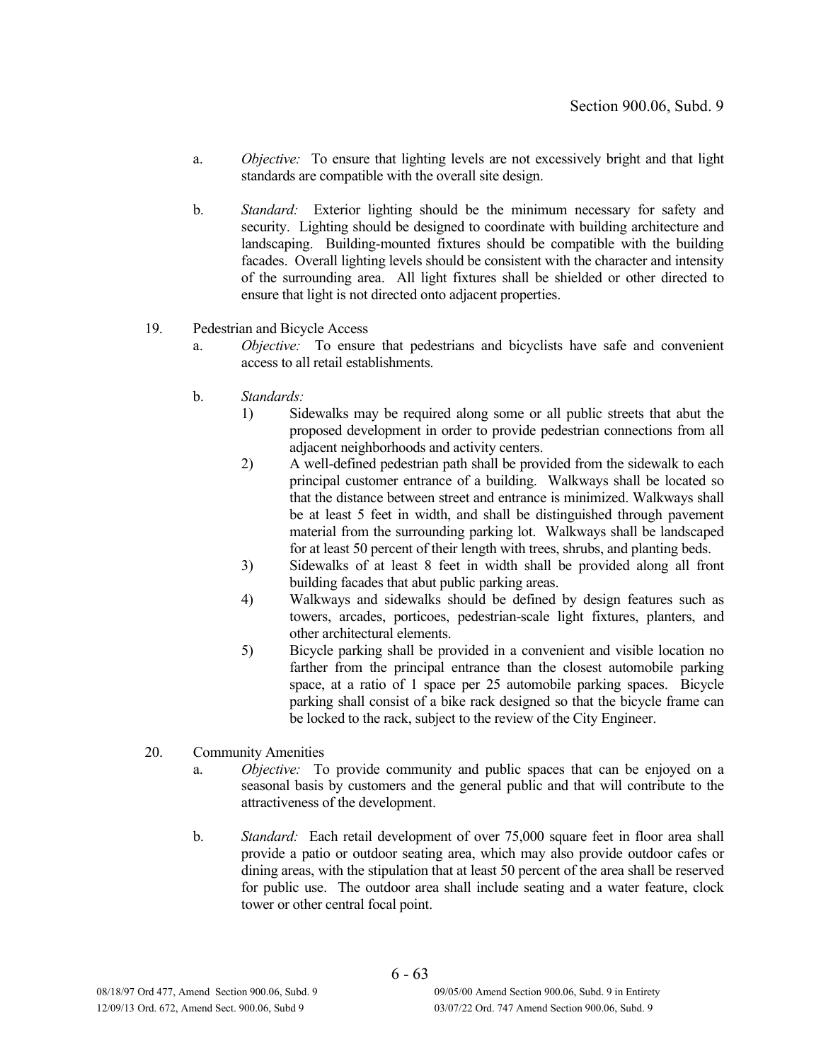a. *Objective:* To ensure that lighting levels are not excessively bright and that light standards are compatible with the overall site design.

b. *Standard:* Exterior lighting should be the minimum necessary for safety and security. Lighting should be designed to coordinate with building architecture and landscaping. Building-mounted fixtures should be compatible with the building facades. Overall lighting levels should be consistent with the character and intensity of the surrounding area. All light fixtures shall be shielded or other directed to ensure that light is not directed onto adjacent properties.

19. Pedestrian and Bicycle Access

a. *Objective:* To ensure that pedestrians and bicyclists have safe and convenient access to all retail establishments.

b. *Standards:*

1) Sidewalks may be required along some or all public streets that abut the proposed development in order to provide pedestrian connections from all adjacent neighborhoods and activity centers.

2) A well-defined pedestrian path shall be provided from the sidewalk to each principal customer entrance of a building. Walkways shall be located so that the distance between street and entrance is minimized. Walkways shall be at least 5 feet in width, and shall be distinguished through pavement material from the surrounding parking lot. Walkways shall be landscaped for at least 50 percent of their length with trees, shrubs, and planting beds.

3) Sidewalks of at least 8 feet in width shall be provided along all front building facades that abut public parking areas.

4) Walkways and sidewalks should be defined by design features such as towers, arcades, porticoes, pedestrian-scale light fixtures, planters, and other architectural elements.

5) Bicycle parking shall be provided in a convenient and visible location no farther from the principal entrance than the closest automobile parking space, at a ratio of 1 space per 25 automobile parking spaces. Bicycle parking shall consist of a bike rack designed so that the bicycle frame can be locked to the rack, subject to the review of the City Engineer.

20. Community Amenities

a. *Objective:* To provide community and public spaces that can be enjoyed on a seasonal basis by customers and the general public and that will contribute to the attractiveness of the development.

b. *Standard:* Each retail development of over 75,000 square feet in floor area shall provide a patio or outdoor seating area, which may also provide outdoor cafes or dining areas, with the stipulation that at least 50 percent of the area shall be reserved for public use. The outdoor area shall include seating and a water feature, clock tower or other central focal point.

08/18/97 Ord 477, Amend Section 900.06, Subd. 9
09/05/00 Amend Section 900.06, Subd. 9 in Entirety
12/09/13 Ord. 672, Amend Sect. 900.06, Subd 9
03/07/22 Ord. 747 Amend Section 900.06, Subd. 9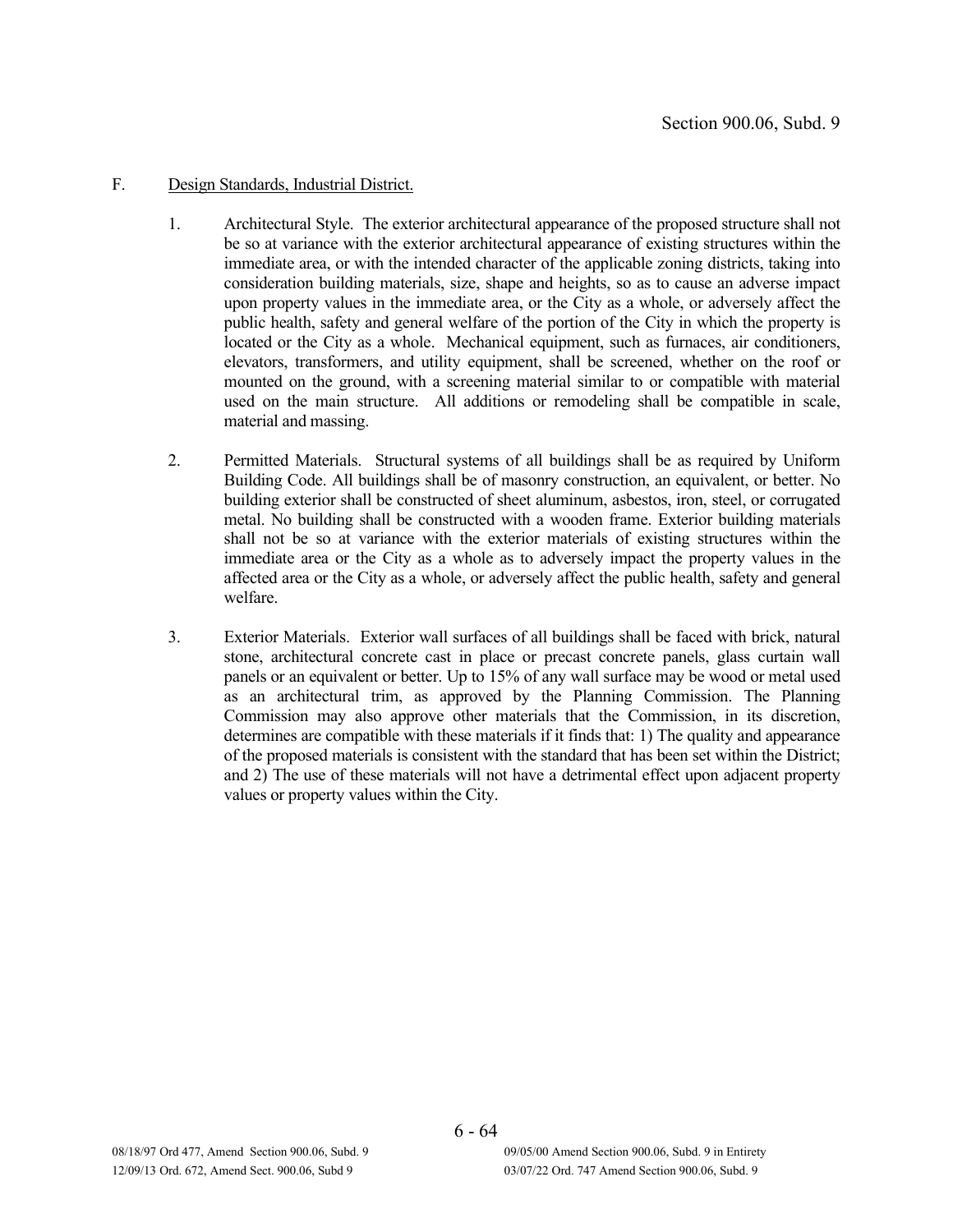F. Design Standards, Industrial District.

1. Architectural Style. The exterior architectural appearance of the proposed structure shall not be so at variance with the exterior architectural appearance of existing structures within the immediate area, or with the intended character of the applicable zoning districts, taking into consideration building materials, size, shape and heights, so as to cause an adverse impact upon property values in the immediate area, or the City as a whole, or adversely affect the public health, safety and general welfare of the portion of the City in which the property is located or the City as a whole. Mechanical equipment, such as furnaces, air conditioners, elevators, transformers, and utility equipment, shall be screened, whether on the roof or mounted on the ground, with a screening material similar to or compatible with material used on the main structure. All additions or remodeling shall be compatible in scale, material and massing.

2. Permitted Materials. Structural systems of all buildings shall be as required by Uniform Building Code. All buildings shall be of masonry construction, an equivalent, or better. No building exterior shall be constructed of sheet aluminum, asbestos, iron, steel, or corrugated metal. No building shall be constructed with a wooden frame. Exterior building materials shall not be so at variance with the exterior materials of existing structures within the immediate area or the City as a whole as to adversely impact the property values in the affected area or the City as a whole, or adversely affect the public health, safety and general welfare.

3. Exterior Materials. Exterior wall surfaces of all buildings shall be faced with brick, natural stone, architectural concrete cast in place or precast concrete panels, glass curtain wall panels or an equivalent or better. Up to 15% of any wall surface may be wood or metal used as an architectural trim, as approved by the Planning Commission. The Planning Commission may also approve other materials that the Commission, in its discretion, determines are compatible with these materials if it finds that: 1) The quality and appearance of the proposed materials is consistent with the standard that has been set within the District; and 2) The use of these materials will not have a detrimental effect upon adjacent property values or property values within the City.

08/18/97 Ord 477, Amend Section 900.06, Subd. 9
09/05/00 Amend Section 900.06, Subd. 9 in Entirety
12/09/13 Ord. 672, Amend Sect. 900.06, Subd 9
03/07/22 Ord. 747 Amend Section 900.06, Subd. 9